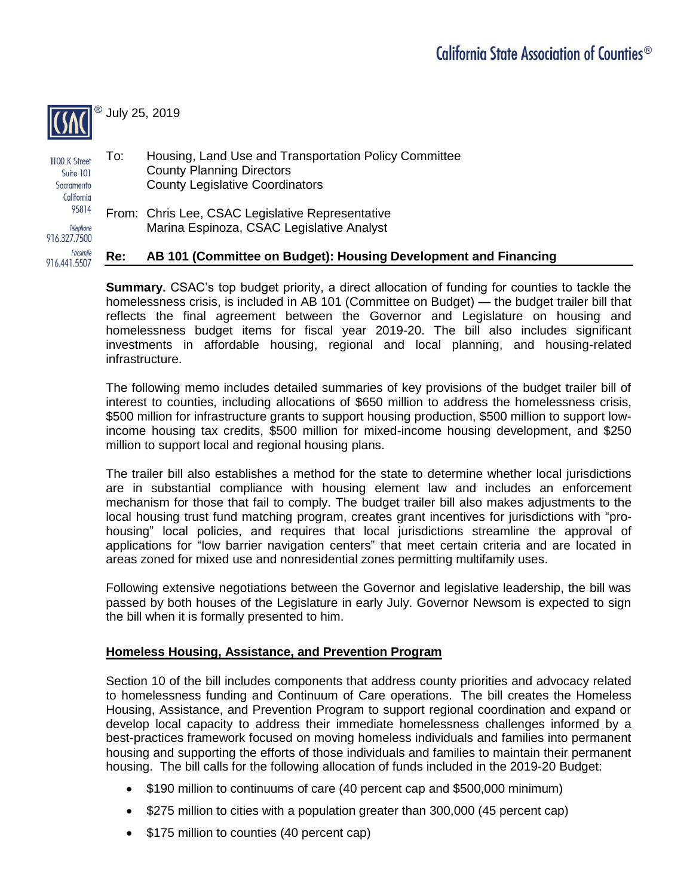California State Association of Counties®

CSAC® July 25, 2019

1100 K Street
Suite 101
Sacramento
California
95814

Telephone
916.327.7500

Facsimile
916.441.5507

To: Housing, Land Use and Transportation Policy Committee
County Planning Directors
County Legislative Coordinators

From: Chris Lee, CSAC Legislative Representative
Marina Espinoza, CSAC Legislative Analyst

**Re: AB 101 (Committee on Budget): Housing Development and Financing**

**Summary.** CSAC's top budget priority, a direct allocation of funding for counties to tackle the homelessness crisis, is included in AB 101 (Committee on Budget) — the budget trailer bill that reflects the final agreement between the Governor and Legislature on housing and homelessness budget items for fiscal year 2019-20. The bill also includes significant investments in affordable housing, regional and local planning, and housing-related infrastructure.

The following memo includes detailed summaries of key provisions of the budget trailer bill of interest to counties, including allocations of $650 million to address the homelessness crisis, $500 million for infrastructure grants to support housing production, $500 million to support low-income housing tax credits, $500 million for mixed-income housing development, and $250 million to support local and regional housing plans.

The trailer bill also establishes a method for the state to determine whether local jurisdictions are in substantial compliance with housing element law and includes an enforcement mechanism for those that fail to comply. The budget trailer bill also makes adjustments to the local housing trust fund matching program, creates grant incentives for jurisdictions with "pro-housing" local policies, and requires that local jurisdictions streamline the approval of applications for "low barrier navigation centers" that meet certain criteria and are located in areas zoned for mixed use and nonresidential zones permitting multifamily uses.

Following extensive negotiations between the Governor and legislative leadership, the bill was passed by both houses of the Legislature in early July. Governor Newsom is expected to sign the bill when it is formally presented to him.

## Homeless Housing, Assistance, and Prevention Program

Section 10 of the bill includes components that address county priorities and advocacy related to homelessness funding and Continuum of Care operations. The bill creates the Homeless Housing, Assistance, and Prevention Program to support regional coordination and expand or develop local capacity to address their immediate homelessness challenges informed by a best-practices framework focused on moving homeless individuals and families into permanent housing and supporting the efforts of those individuals and families to maintain their permanent housing. The bill calls for the following allocation of funds included in the 2019-20 Budget:

- $190 million to continuums of care (40 percent cap and $500,000 minimum)
- $275 million to cities with a population greater than 300,000 (45 percent cap)
- $175 million to counties (40 percent cap)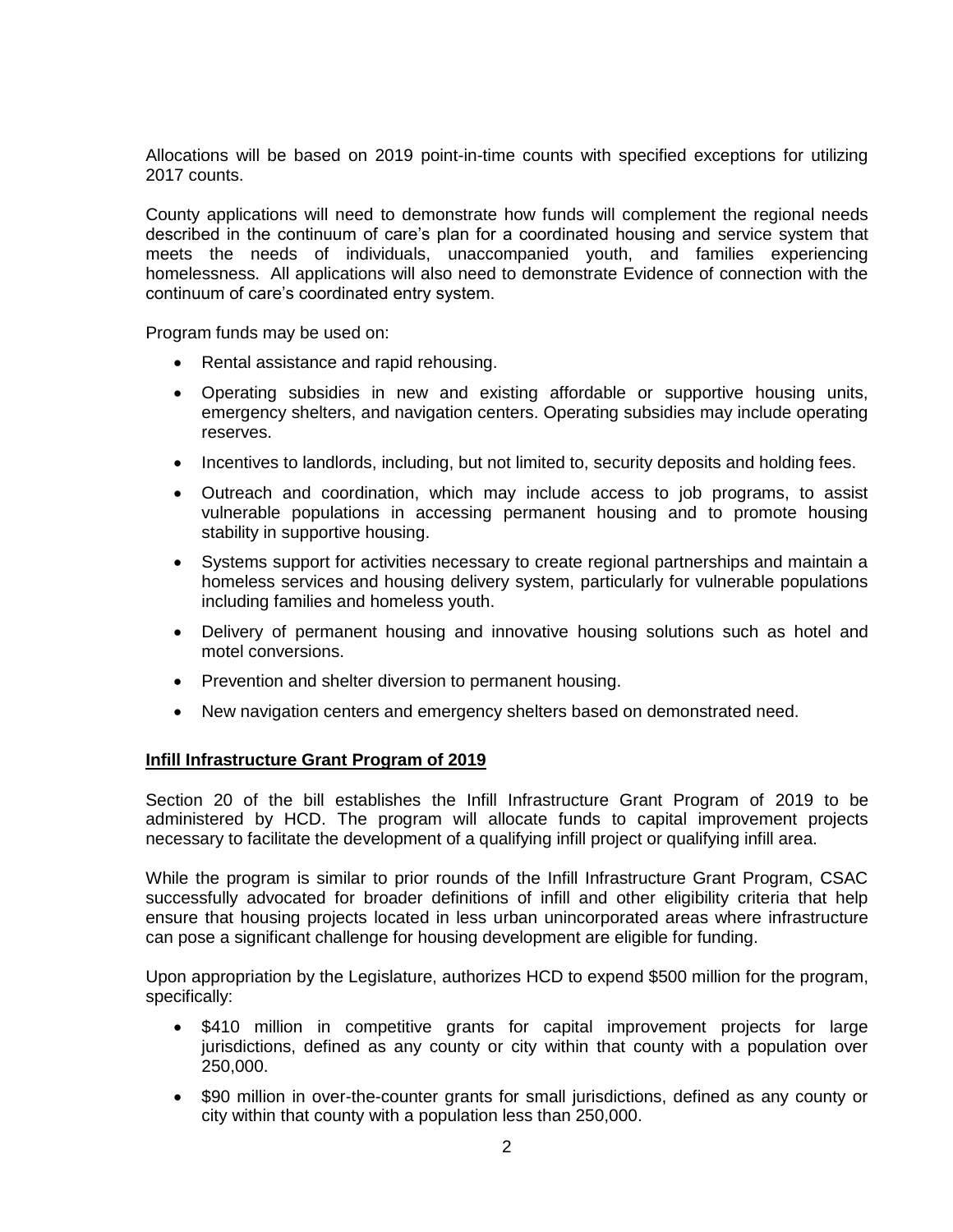Allocations will be based on 2019 point-in-time counts with specified exceptions for utilizing 2017 counts.

County applications will need to demonstrate how funds will complement the regional needs described in the continuum of care's plan for a coordinated housing and service system that meets the needs of individuals, unaccompanied youth, and families experiencing homelessness. All applications will also need to demonstrate Evidence of connection with the continuum of care's coordinated entry system.

Program funds may be used on:

- Rental assistance and rapid rehousing.
- Operating subsidies in new and existing affordable or supportive housing units, emergency shelters, and navigation centers. Operating subsidies may include operating reserves.
- Incentives to landlords, including, but not limited to, security deposits and holding fees.
- Outreach and coordination, which may include access to job programs, to assist vulnerable populations in accessing permanent housing and to promote housing stability in supportive housing.
- Systems support for activities necessary to create regional partnerships and maintain a homeless services and housing delivery system, particularly for vulnerable populations including families and homeless youth.
- Delivery of permanent housing and innovative housing solutions such as hotel and motel conversions.
- Prevention and shelter diversion to permanent housing.
- New navigation centers and emergency shelters based on demonstrated need.

**Infill Infrastructure Grant Program of 2019**

Section 20 of the bill establishes the Infill Infrastructure Grant Program of 2019 to be administered by HCD. The program will allocate funds to capital improvement projects necessary to facilitate the development of a qualifying infill project or qualifying infill area.

While the program is similar to prior rounds of the Infill Infrastructure Grant Program, CSAC successfully advocated for broader definitions of infill and other eligibility criteria that help ensure that housing projects located in less urban unincorporated areas where infrastructure can pose a significant challenge for housing development are eligible for funding.

Upon appropriation by the Legislature, authorizes HCD to expend $500 million for the program, specifically:

- $410 million in competitive grants for capital improvement projects for large jurisdictions, defined as any county or city within that county with a population over 250,000.
- $90 million in over-the-counter grants for small jurisdictions, defined as any county or city within that county with a population less than 250,000.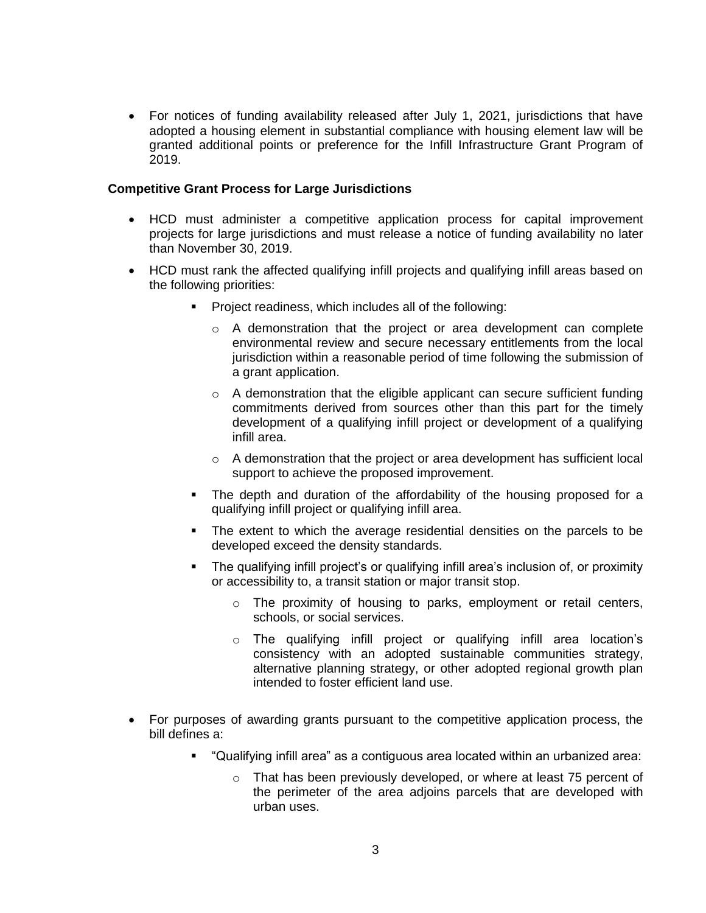- For notices of funding availability released after July 1, 2021, jurisdictions that have adopted a housing element in substantial compliance with housing element law will be granted additional points or preference for the Infill Infrastructure Grant Program of 2019.

**Competitive Grant Process for Large Jurisdictions**

- HCD must administer a competitive application process for capital improvement projects for large jurisdictions and must release a notice of funding availability no later than November 30, 2019.
- HCD must rank the affected qualifying infill projects and qualifying infill areas based on the following priorities:
  - Project readiness, which includes all of the following:
    - A demonstration that the project or area development can complete environmental review and secure necessary entitlements from the local jurisdiction within a reasonable period of time following the submission of a grant application.
    - A demonstration that the eligible applicant can secure sufficient funding commitments derived from sources other than this part for the timely development of a qualifying infill project or development of a qualifying infill area.
    - A demonstration that the project or area development has sufficient local support to achieve the proposed improvement.
  - The depth and duration of the affordability of the housing proposed for a qualifying infill project or qualifying infill area.
  - The extent to which the average residential densities on the parcels to be developed exceed the density standards.
  - The qualifying infill project's or qualifying infill area's inclusion of, or proximity or accessibility to, a transit station or major transit stop.
    - The proximity of housing to parks, employment or retail centers, schools, or social services.
    - The qualifying infill project or qualifying infill area location's consistency with an adopted sustainable communities strategy, alternative planning strategy, or other adopted regional growth plan intended to foster efficient land use.
- For purposes of awarding grants pursuant to the competitive application process, the bill defines a:
  - "Qualifying infill area" as a contiguous area located within an urbanized area:
    - That has been previously developed, or where at least 75 percent of the perimeter of the area adjoins parcels that are developed with urban uses.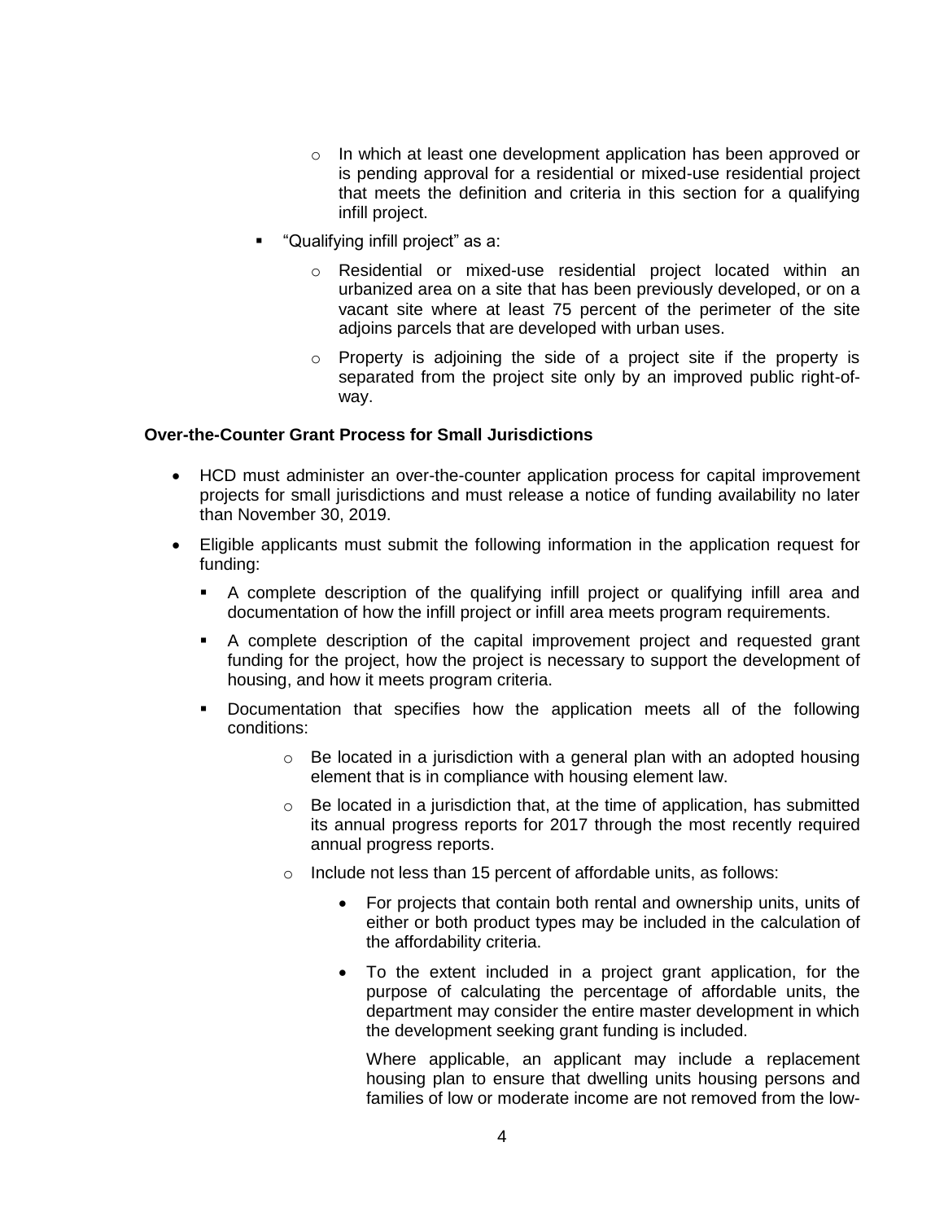- In which at least one development application has been approved or is pending approval for a residential or mixed-use residential project that meets the definition and criteria in this section for a qualifying infill project.
  - "Qualifying infill project" as a:
    - Residential or mixed-use residential project located within an urbanized area on a site that has been previously developed, or on a vacant site where at least 75 percent of the perimeter of the site adjoins parcels that are developed with urban uses.
    - Property is adjoining the side of a project site if the property is separated from the project site only by an improved public right-of-way.

**Over-the-Counter Grant Process for Small Jurisdictions**

- HCD must administer an over-the-counter application process for capital improvement projects for small jurisdictions and must release a notice of funding availability no later than November 30, 2019.
- Eligible applicants must submit the following information in the application request for funding:
  - A complete description of the qualifying infill project or qualifying infill area and documentation of how the infill project or infill area meets program requirements.
  - A complete description of the capital improvement project and requested grant funding for the project, how the project is necessary to support the development of housing, and how it meets program criteria.
  - Documentation that specifies how the application meets all of the following conditions:
    - Be located in a jurisdiction with a general plan with an adopted housing element that is in compliance with housing element law.
    - Be located in a jurisdiction that, at the time of application, has submitted its annual progress reports for 2017 through the most recently required annual progress reports.
    - Include not less than 15 percent of affordable units, as follows:
      - For projects that contain both rental and ownership units, units of either or both product types may be included in the calculation of the affordability criteria.
      - To the extent included in a project grant application, for the purpose of calculating the percentage of affordable units, the department may consider the entire master development in which the development seeking grant funding is included.

        Where applicable, an applicant may include a replacement housing plan to ensure that dwelling units housing persons and families of low or moderate income are not removed from the low-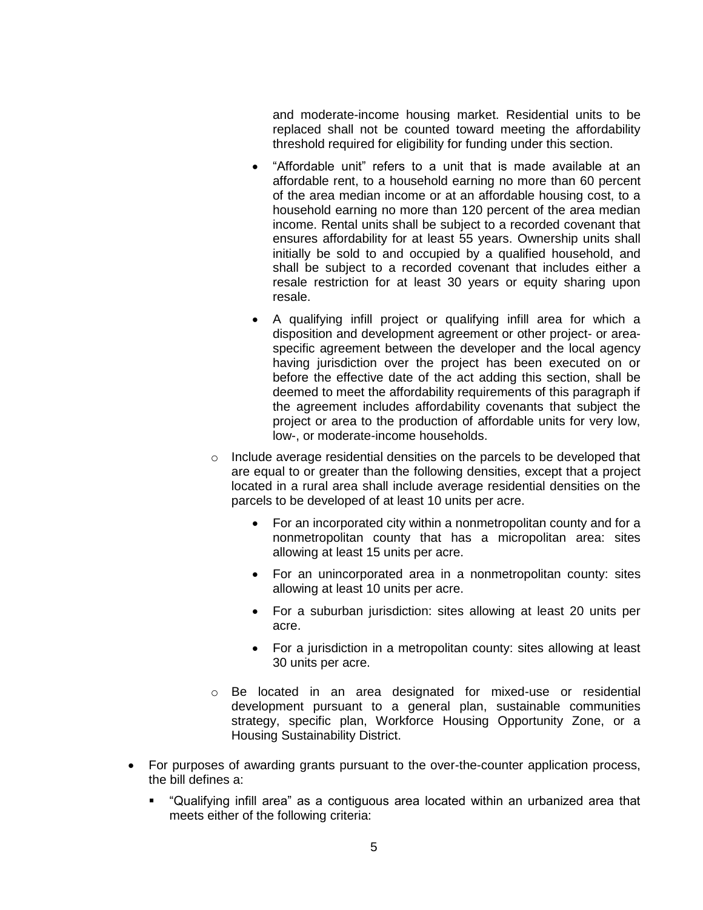and moderate-income housing market. Residential units to be replaced shall not be counted toward meeting the affordability threshold required for eligibility for funding under this section.

- "Affordable unit" refers to a unit that is made available at an affordable rent, to a household earning no more than 60 percent of the area median income or at an affordable housing cost, to a household earning no more than 120 percent of the area median income. Rental units shall be subject to a recorded covenant that ensures affordability for at least 55 years. Ownership units shall initially be sold to and occupied by a qualified household, and shall be subject to a recorded covenant that includes either a resale restriction for at least 30 years or equity sharing upon resale.

- A qualifying infill project or qualifying infill area for which a disposition and development agreement or other project- or area-specific agreement between the developer and the local agency having jurisdiction over the project has been executed on or before the effective date of the act adding this section, shall be deemed to meet the affordability requirements of this paragraph if the agreement includes affordability covenants that subject the project or area to the production of affordable units for very low, low-, or moderate-income households.

- Include average residential densities on the parcels to be developed that are equal to or greater than the following densities, except that a project located in a rural area shall include average residential densities on the parcels to be developed of at least 10 units per acre.

  - For an incorporated city within a nonmetropolitan county and for a nonmetropolitan county that has a micropolitan area: sites allowing at least 15 units per acre.

  - For an unincorporated area in a nonmetropolitan county: sites allowing at least 10 units per acre.

  - For a suburban jurisdiction: sites allowing at least 20 units per acre.

  - For a jurisdiction in a metropolitan county: sites allowing at least 30 units per acre.

- Be located in an area designated for mixed-use or residential development pursuant to a general plan, sustainable communities strategy, specific plan, Workforce Housing Opportunity Zone, or a Housing Sustainability District.

- For purposes of awarding grants pursuant to the over-the-counter application process, the bill defines a:

  - "Qualifying infill area" as a contiguous area located within an urbanized area that meets either of the following criteria: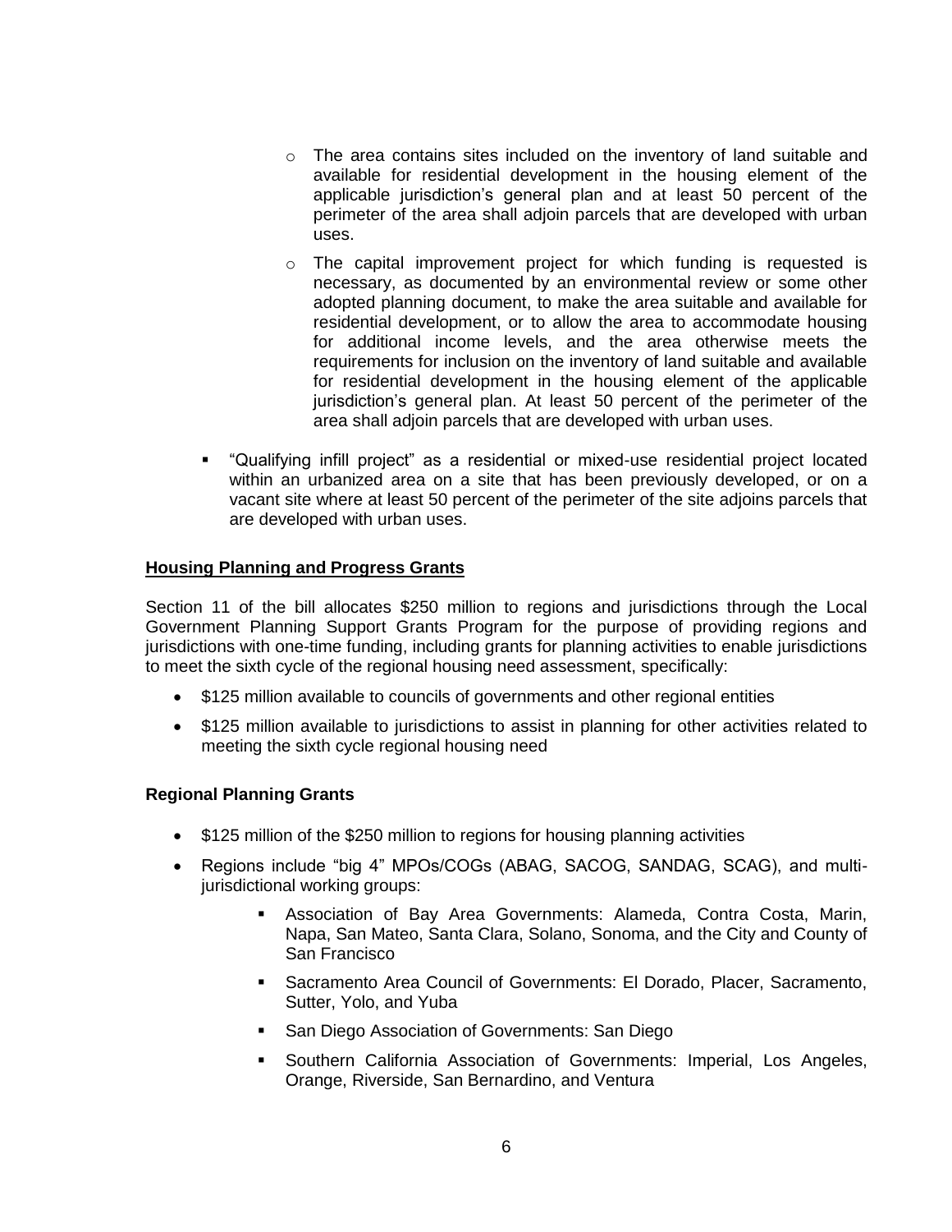- The area contains sites included on the inventory of land suitable and available for residential development in the housing element of the applicable jurisdiction's general plan and at least 50 percent of the perimeter of the area shall adjoin parcels that are developed with urban uses.
    - The capital improvement project for which funding is requested is necessary, as documented by an environmental review or some other adopted planning document, to make the area suitable and available for residential development, or to allow the area to accommodate housing for additional income levels, and the area otherwise meets the requirements for inclusion on the inventory of land suitable and available for residential development in the housing element of the applicable jurisdiction's general plan. At least 50 percent of the perimeter of the area shall adjoin parcels that are developed with urban uses.

- "Qualifying infill project" as a residential or mixed-use residential project located within an urbanized area on a site that has been previously developed, or on a vacant site where at least 50 percent of the perimeter of the site adjoins parcels that are developed with urban uses.

**Housing Planning and Progress Grants**

Section 11 of the bill allocates $250 million to regions and jurisdictions through the Local Government Planning Support Grants Program for the purpose of providing regions and jurisdictions with one-time funding, including grants for planning activities to enable jurisdictions to meet the sixth cycle of the regional housing need assessment, specifically:

- $125 million available to councils of governments and other regional entities
- $125 million available to jurisdictions to assist in planning for other activities related to meeting the sixth cycle regional housing need

**Regional Planning Grants**

- $125 million of the $250 million to regions for housing planning activities
- Regions include "big 4" MPOs/COGs (ABAG, SACOG, SANDAG, SCAG), and multi-jurisdictional working groups:
    - Association of Bay Area Governments: Alameda, Contra Costa, Marin, Napa, San Mateo, Santa Clara, Solano, Sonoma, and the City and County of San Francisco
    - Sacramento Area Council of Governments: El Dorado, Placer, Sacramento, Sutter, Yolo, and Yuba
    - San Diego Association of Governments: San Diego
    - Southern California Association of Governments: Imperial, Los Angeles, Orange, Riverside, San Bernardino, and Ventura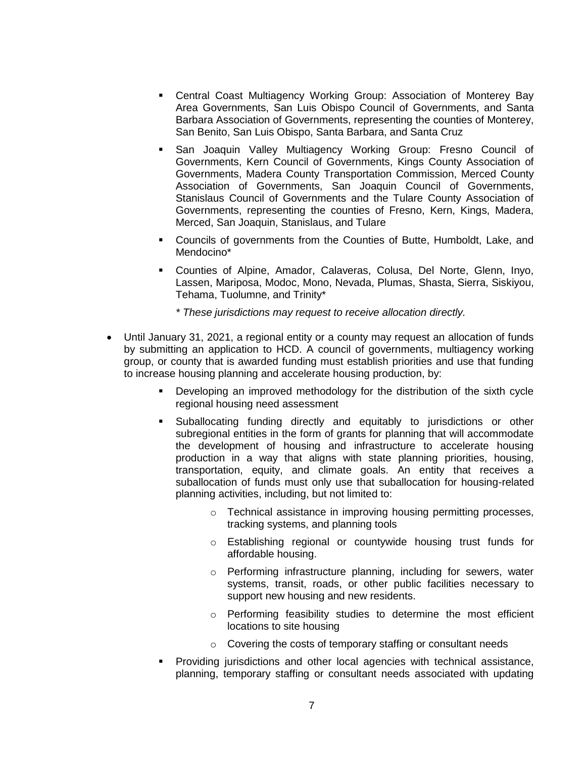- Central Coast Multiagency Working Group: Association of Monterey Bay Area Governments, San Luis Obispo Council of Governments, and Santa Barbara Association of Governments, representing the counties of Monterey, San Benito, San Luis Obispo, Santa Barbara, and Santa Cruz
  - San Joaquin Valley Multiagency Working Group: Fresno Council of Governments, Kern Council of Governments, Kings County Association of Governments, Madera County Transportation Commission, Merced County Association of Governments, San Joaquin Council of Governments, Stanislaus Council of Governments and the Tulare County Association of Governments, representing the counties of Fresno, Kern, Kings, Madera, Merced, San Joaquin, Stanislaus, and Tulare
  - Councils of governments from the Counties of Butte, Humboldt, Lake, and Mendocino*
  - Counties of Alpine, Amador, Calaveras, Colusa, Del Norte, Glenn, Inyo, Lassen, Mariposa, Modoc, Mono, Nevada, Plumas, Shasta, Sierra, Siskiyou, Tehama, Tuolumne, and Trinity*

    *\* These jurisdictions may request to receive allocation directly.*

- Until January 31, 2021, a regional entity or a county may request an allocation of funds by submitting an application to HCD. A council of governments, multiagency working group, or county that is awarded funding must establish priorities and use that funding to increase housing planning and accelerate housing production, by:
  - Developing an improved methodology for the distribution of the sixth cycle regional housing need assessment
  - Suballocating funding directly and equitably to jurisdictions or other subregional entities in the form of grants for planning that will accommodate the development of housing and infrastructure to accelerate housing production in a way that aligns with state planning priorities, housing, transportation, equity, and climate goals. An entity that receives a suballocation of funds must only use that suballocation for housing-related planning activities, including, but not limited to:
    - Technical assistance in improving housing permitting processes, tracking systems, and planning tools
    - Establishing regional or countywide housing trust funds for affordable housing.
    - Performing infrastructure planning, including for sewers, water systems, transit, roads, or other public facilities necessary to support new housing and new residents.
    - Performing feasibility studies to determine the most efficient locations to site housing
    - Covering the costs of temporary staffing or consultant needs
  - Providing jurisdictions and other local agencies with technical assistance, planning, temporary staffing or consultant needs associated with updating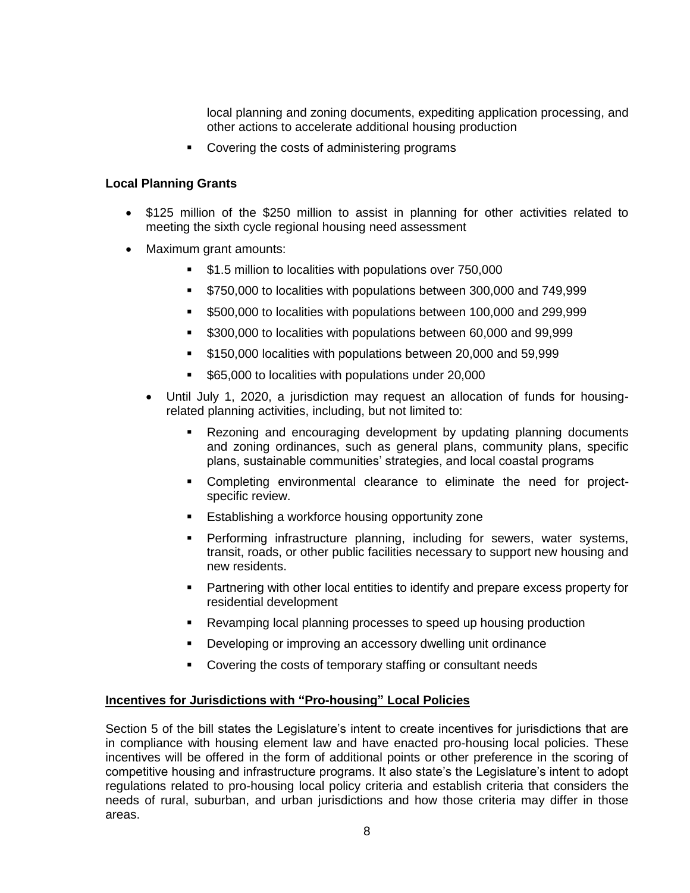local planning and zoning documents, expediting application processing, and other actions to accelerate additional housing production

- Covering the costs of administering programs

**Local Planning Grants**

- $125 million of the $250 million to assist in planning for other activities related to meeting the sixth cycle regional housing need assessment
- Maximum grant amounts:
  - $1.5 million to localities with populations over 750,000
  - $750,000 to localities with populations between 300,000 and 749,999
  - $500,000 to localities with populations between 100,000 and 299,999
  - $300,000 to localities with populations between 60,000 and 99,999
  - $150,000 localities with populations between 20,000 and 59,999
  - $65,000 to localities with populations under 20,000
- Until July 1, 2020, a jurisdiction may request an allocation of funds for housing-related planning activities, including, but not limited to:
  - Rezoning and encouraging development by updating planning documents and zoning ordinances, such as general plans, community plans, specific plans, sustainable communities' strategies, and local coastal programs
  - Completing environmental clearance to eliminate the need for project-specific review.
  - Establishing a workforce housing opportunity zone
  - Performing infrastructure planning, including for sewers, water systems, transit, roads, or other public facilities necessary to support new housing and new residents.
  - Partnering with other local entities to identify and prepare excess property for residential development
  - Revamping local planning processes to speed up housing production
  - Developing or improving an accessory dwelling unit ordinance
  - Covering the costs of temporary staffing or consultant needs

**Incentives for Jurisdictions with "Pro-housing" Local Policies**

Section 5 of the bill states the Legislature's intent to create incentives for jurisdictions that are in compliance with housing element law and have enacted pro-housing local policies. These incentives will be offered in the form of additional points or other preference in the scoring of competitive housing and infrastructure programs. It also state's the Legislature's intent to adopt regulations related to pro-housing local policy criteria and establish criteria that considers the needs of rural, suburban, and urban jurisdictions and how those criteria may differ in those areas.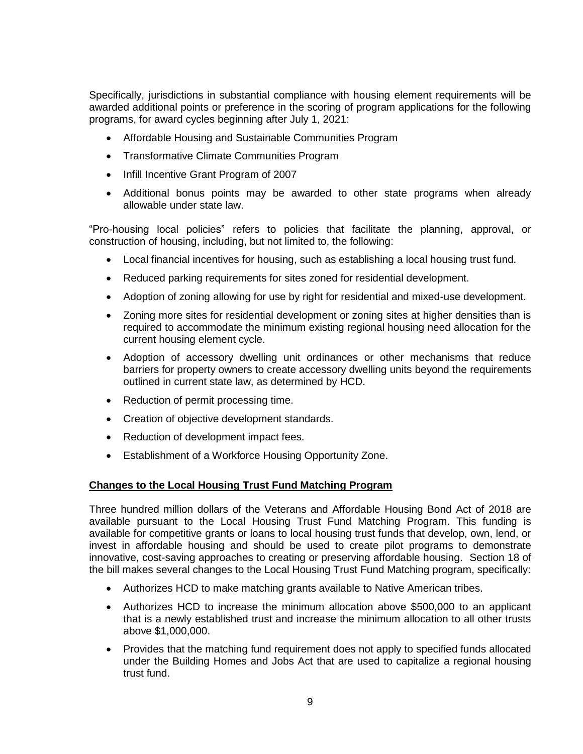Specifically, jurisdictions in substantial compliance with housing element requirements will be awarded additional points or preference in the scoring of program applications for the following programs, for award cycles beginning after July 1, 2021:

- Affordable Housing and Sustainable Communities Program
- Transformative Climate Communities Program
- Infill Incentive Grant Program of 2007
- Additional bonus points may be awarded to other state programs when already allowable under state law.

"Pro-housing local policies" refers to policies that facilitate the planning, approval, or construction of housing, including, but not limited to, the following:

- Local financial incentives for housing, such as establishing a local housing trust fund.
- Reduced parking requirements for sites zoned for residential development.
- Adoption of zoning allowing for use by right for residential and mixed-use development.
- Zoning more sites for residential development or zoning sites at higher densities than is required to accommodate the minimum existing regional housing need allocation for the current housing element cycle.
- Adoption of accessory dwelling unit ordinances or other mechanisms that reduce barriers for property owners to create accessory dwelling units beyond the requirements outlined in current state law, as determined by HCD.
- Reduction of permit processing time.
- Creation of objective development standards.
- Reduction of development impact fees.
- Establishment of a Workforce Housing Opportunity Zone.

**Changes to the Local Housing Trust Fund Matching Program**

Three hundred million dollars of the Veterans and Affordable Housing Bond Act of 2018 are available pursuant to the Local Housing Trust Fund Matching Program. This funding is available for competitive grants or loans to local housing trust funds that develop, own, lend, or invest in affordable housing and should be used to create pilot programs to demonstrate innovative, cost-saving approaches to creating or preserving affordable housing. Section 18 of the bill makes several changes to the Local Housing Trust Fund Matching program, specifically:

- Authorizes HCD to make matching grants available to Native American tribes.
- Authorizes HCD to increase the minimum allocation above $500,000 to an applicant that is a newly established trust and increase the minimum allocation to all other trusts above $1,000,000.
- Provides that the matching fund requirement does not apply to specified funds allocated under the Building Homes and Jobs Act that are used to capitalize a regional housing trust fund.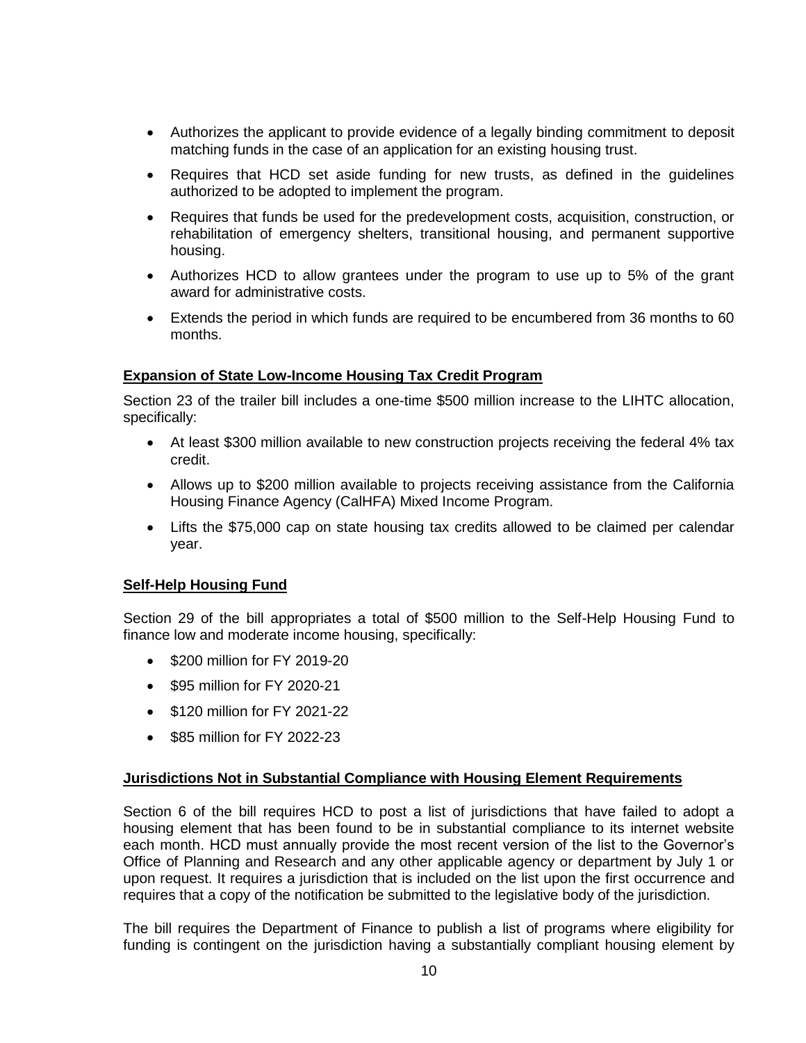- Authorizes the applicant to provide evidence of a legally binding commitment to deposit matching funds in the case of an application for an existing housing trust.
- Requires that HCD set aside funding for new trusts, as defined in the guidelines authorized to be adopted to implement the program.
- Requires that funds be used for the predevelopment costs, acquisition, construction, or rehabilitation of emergency shelters, transitional housing, and permanent supportive housing.
- Authorizes HCD to allow grantees under the program to use up to 5% of the grant award for administrative costs.
- Extends the period in which funds are required to be encumbered from 36 months to 60 months.

**Expansion of State Low-Income Housing Tax Credit Program**

Section 23 of the trailer bill includes a one-time $500 million increase to the LIHTC allocation, specifically:

- At least $300 million available to new construction projects receiving the federal 4% tax credit.
- Allows up to $200 million available to projects receiving assistance from the California Housing Finance Agency (CalHFA) Mixed Income Program.
- Lifts the $75,000 cap on state housing tax credits allowed to be claimed per calendar year.

**Self-Help Housing Fund**

Section 29 of the bill appropriates a total of $500 million to the Self-Help Housing Fund to finance low and moderate income housing, specifically:

- $200 million for FY 2019-20
- $95 million for FY 2020-21
- $120 million for FY 2021-22
- $85 million for FY 2022-23

**Jurisdictions Not in Substantial Compliance with Housing Element Requirements**

Section 6 of the bill requires HCD to post a list of jurisdictions that have failed to adopt a housing element that has been found to be in substantial compliance to its internet website each month. HCD must annually provide the most recent version of the list to the Governor's Office of Planning and Research and any other applicable agency or department by July 1 or upon request. It requires a jurisdiction that is included on the list upon the first occurrence and requires that a copy of the notification be submitted to the legislative body of the jurisdiction.

The bill requires the Department of Finance to publish a list of programs where eligibility for funding is contingent on the jurisdiction having a substantially compliant housing element by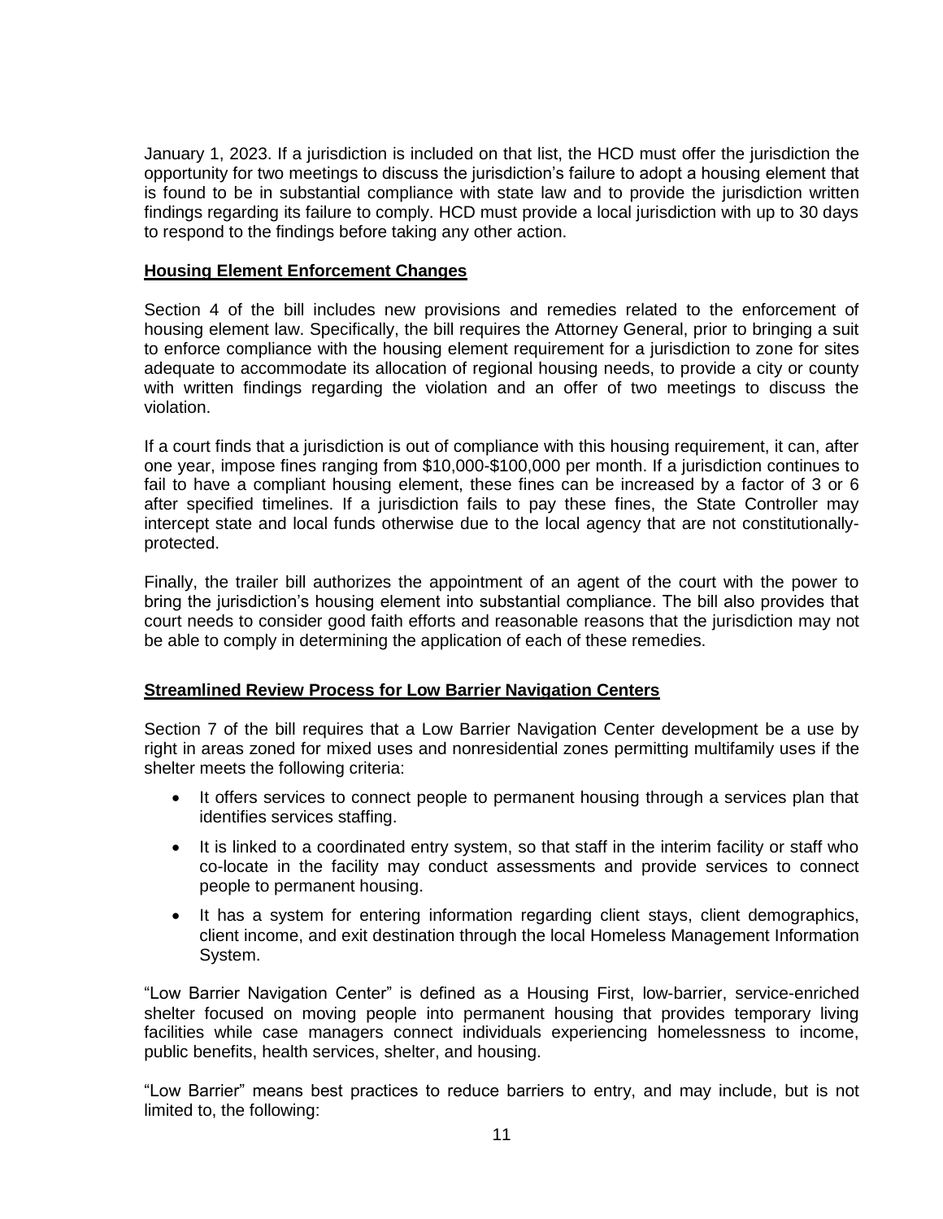January 1, 2023. If a jurisdiction is included on that list, the HCD must offer the jurisdiction the opportunity for two meetings to discuss the jurisdiction's failure to adopt a housing element that is found to be in substantial compliance with state law and to provide the jurisdiction written findings regarding its failure to comply. HCD must provide a local jurisdiction with up to 30 days to respond to the findings before taking any other action.

**Housing Element Enforcement Changes**

Section 4 of the bill includes new provisions and remedies related to the enforcement of housing element law. Specifically, the bill requires the Attorney General, prior to bringing a suit to enforce compliance with the housing element requirement for a jurisdiction to zone for sites adequate to accommodate its allocation of regional housing needs, to provide a city or county with written findings regarding the violation and an offer of two meetings to discuss the violation.

If a court finds that a jurisdiction is out of compliance with this housing requirement, it can, after one year, impose fines ranging from $10,000-$100,000 per month. If a jurisdiction continues to fail to have a compliant housing element, these fines can be increased by a factor of 3 or 6 after specified timelines. If a jurisdiction fails to pay these fines, the State Controller may intercept state and local funds otherwise due to the local agency that are not constitutionally-protected.

Finally, the trailer bill authorizes the appointment of an agent of the court with the power to bring the jurisdiction's housing element into substantial compliance. The bill also provides that court needs to consider good faith efforts and reasonable reasons that the jurisdiction may not be able to comply in determining the application of each of these remedies.

**Streamlined Review Process for Low Barrier Navigation Centers**

Section 7 of the bill requires that a Low Barrier Navigation Center development be a use by right in areas zoned for mixed uses and nonresidential zones permitting multifamily uses if the shelter meets the following criteria:

- It offers services to connect people to permanent housing through a services plan that identifies services staffing.
- It is linked to a coordinated entry system, so that staff in the interim facility or staff who co-locate in the facility may conduct assessments and provide services to connect people to permanent housing.
- It has a system for entering information regarding client stays, client demographics, client income, and exit destination through the local Homeless Management Information System.

"Low Barrier Navigation Center" is defined as a Housing First, low-barrier, service-enriched shelter focused on moving people into permanent housing that provides temporary living facilities while case managers connect individuals experiencing homelessness to income, public benefits, health services, shelter, and housing.

"Low Barrier" means best practices to reduce barriers to entry, and may include, but is not limited to, the following: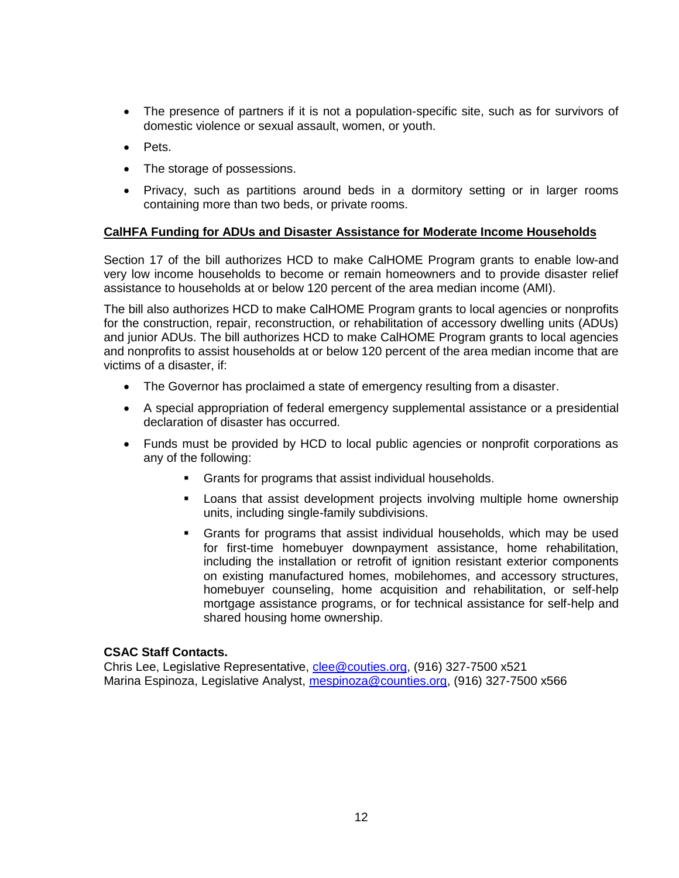- The presence of partners if it is not a population-specific site, such as for survivors of domestic violence or sexual assault, women, or youth.
- Pets.
- The storage of possessions.
- Privacy, such as partitions around beds in a dormitory setting or in larger rooms containing more than two beds, or private rooms.

**CalHFA Funding for ADUs and Disaster Assistance for Moderate Income Households**

Section 17 of the bill authorizes HCD to make CalHOME Program grants to enable low-and very low income households to become or remain homeowners and to provide disaster relief assistance to households at or below 120 percent of the area median income (AMI).

The bill also authorizes HCD to make CalHOME Program grants to local agencies or nonprofits for the construction, repair, reconstruction, or rehabilitation of accessory dwelling units (ADUs) and junior ADUs. The bill authorizes HCD to make CalHOME Program grants to local agencies and nonprofits to assist households at or below 120 percent of the area median income that are victims of a disaster, if:

- The Governor has proclaimed a state of emergency resulting from a disaster.
- A special appropriation of federal emergency supplemental assistance or a presidential declaration of disaster has occurred.
- Funds must be provided by HCD to local public agencies or nonprofit corporations as any of the following:
  - Grants for programs that assist individual households.
  - Loans that assist development projects involving multiple home ownership units, including single-family subdivisions.
  - Grants for programs that assist individual households, which may be used for first-time homebuyer downpayment assistance, home rehabilitation, including the installation or retrofit of ignition resistant exterior components on existing manufactured homes, mobilehomes, and accessory structures, homebuyer counseling, home acquisition and rehabilitation, or self-help mortgage assistance programs, or for technical assistance for self-help and shared housing home ownership.

**CSAC Staff Contacts.**
Chris Lee, Legislative Representative, clee@couties.org, (916) 327-7500 x521
Marina Espinoza, Legislative Analyst, mespinoza@counties.org, (916) 327-7500 x566